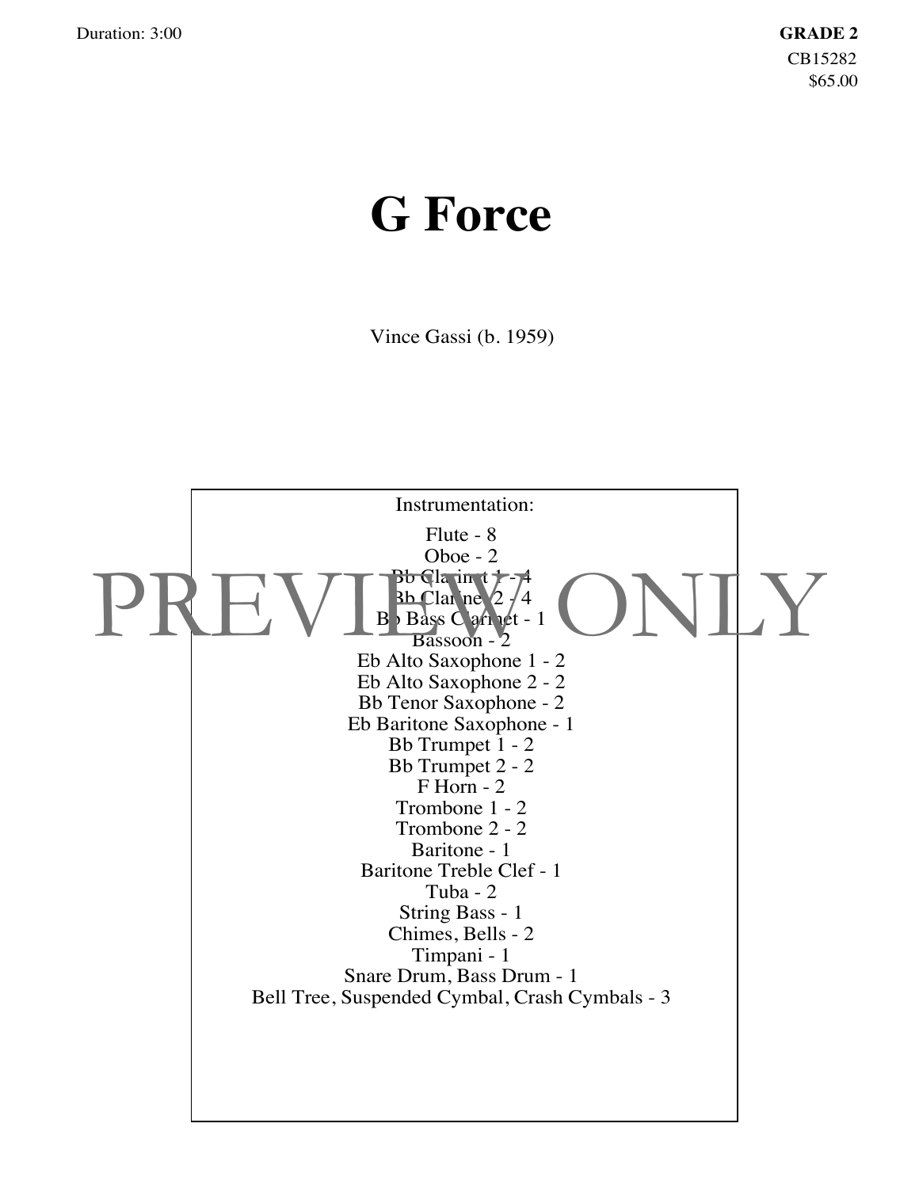Duration: 3:00

**GRADE 2**
CB15282
$65.00

# G Force

Vince Gassi (b. 1959)

Instrumentation:

Flute - 8
Oboe - 2
Bb Clarinet 1 - 4
Bb Clarinet 2 - 4
Bb Bass Clarinet - 1
Bassoon - 2
Eb Alto Saxophone 1 - 2
Eb Alto Saxophone 2 - 2
Bb Tenor Saxophone - 2
Eb Baritone Saxophone - 1
Bb Trumpet 1 - 2
Bb Trumpet 2 - 2
F Horn - 2
Trombone 1 - 2
Trombone 2 - 2
Baritone - 1
Baritone Treble Clef - 1
Tuba - 2
String Bass - 1
Chimes, Bells - 2
Timpani - 1
Snare Drum, Bass Drum - 1
Bell Tree, Suspended Cymbal, Crash Cymbals - 3

PREVIEW ONLY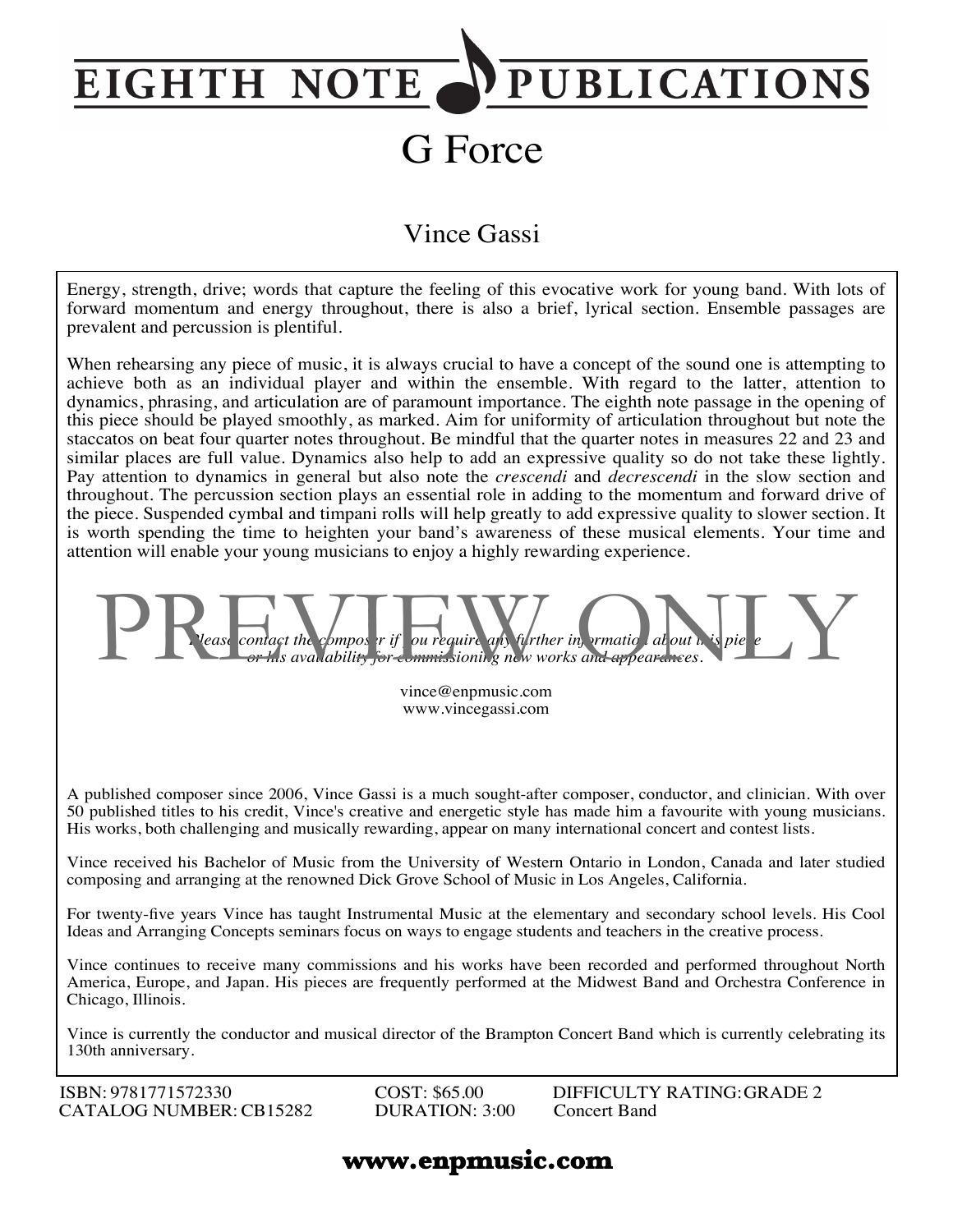# EIGHTH NOTE PUBLICATIONS

# G Force

## Vince Gassi

Energy, strength, drive; words that capture the feeling of this evocative work for young band. With lots of forward momentum and energy throughout, there is also a brief, lyrical section. Ensemble passages are prevalent and percussion is plentiful.

When rehearsing any piece of music, it is always crucial to have a concept of the sound one is attempting to achieve both as an individual player and within the ensemble. With regard to the latter, attention to dynamics, phrasing, and articulation are of paramount importance. The eighth note passage in the opening of this piece should be played smoothly, as marked. Aim for uniformity of articulation throughout but note the staccatos on beat four quarter notes throughout. Be mindful that the quarter notes in measures 22 and 23 and similar places are full value. Dynamics also help to add an expressive quality so do not take these lightly. Pay attention to dynamics in general but also note the *crescendi* and *decrescendi* in the slow section and throughout. The percussion section plays an essential role in adding to the momentum and forward drive of the piece. Suspended cymbal and timpani rolls will help greatly to add expressive quality to slower section. It is worth spending the time to heighten your band's awareness of these musical elements. Your time and attention will enable your young musicians to enjoy a highly rewarding experience.

PREVIEW ONLY

*Please contact the composer if you require any further information about this piece or his availability for commissioning new works and appearances.*

vince@enpmusic.com
www.vincegassi.com

A published composer since 2006, Vince Gassi is a much sought-after composer, conductor, and clinician. With over 50 published titles to his credit, Vince's creative and energetic style has made him a favourite with young musicians. His works, both challenging and musically rewarding, appear on many international concert and contest lists.

Vince received his Bachelor of Music from the University of Western Ontario in London, Canada and later studied composing and arranging at the renowned Dick Grove School of Music in Los Angeles, California.

For twenty-five years Vince has taught Instrumental Music at the elementary and secondary school levels. His Cool Ideas and Arranging Concepts seminars focus on ways to engage students and teachers in the creative process.

Vince continues to receive many commissions and his works have been recorded and performed throughout North America, Europe, and Japan. His pieces are frequently performed at the Midwest Band and Orchestra Conference in Chicago, Illinois.

Vince is currently the conductor and musical director of the Brampton Concert Band which is currently celebrating its 130th anniversary.

ISBN: 9781771572330
CATALOG NUMBER: CB15282
COST: $65.00
DURATION: 3:00
DIFFICULTY RATING: GRADE 2
Concert Band

**www.enpmusic.com**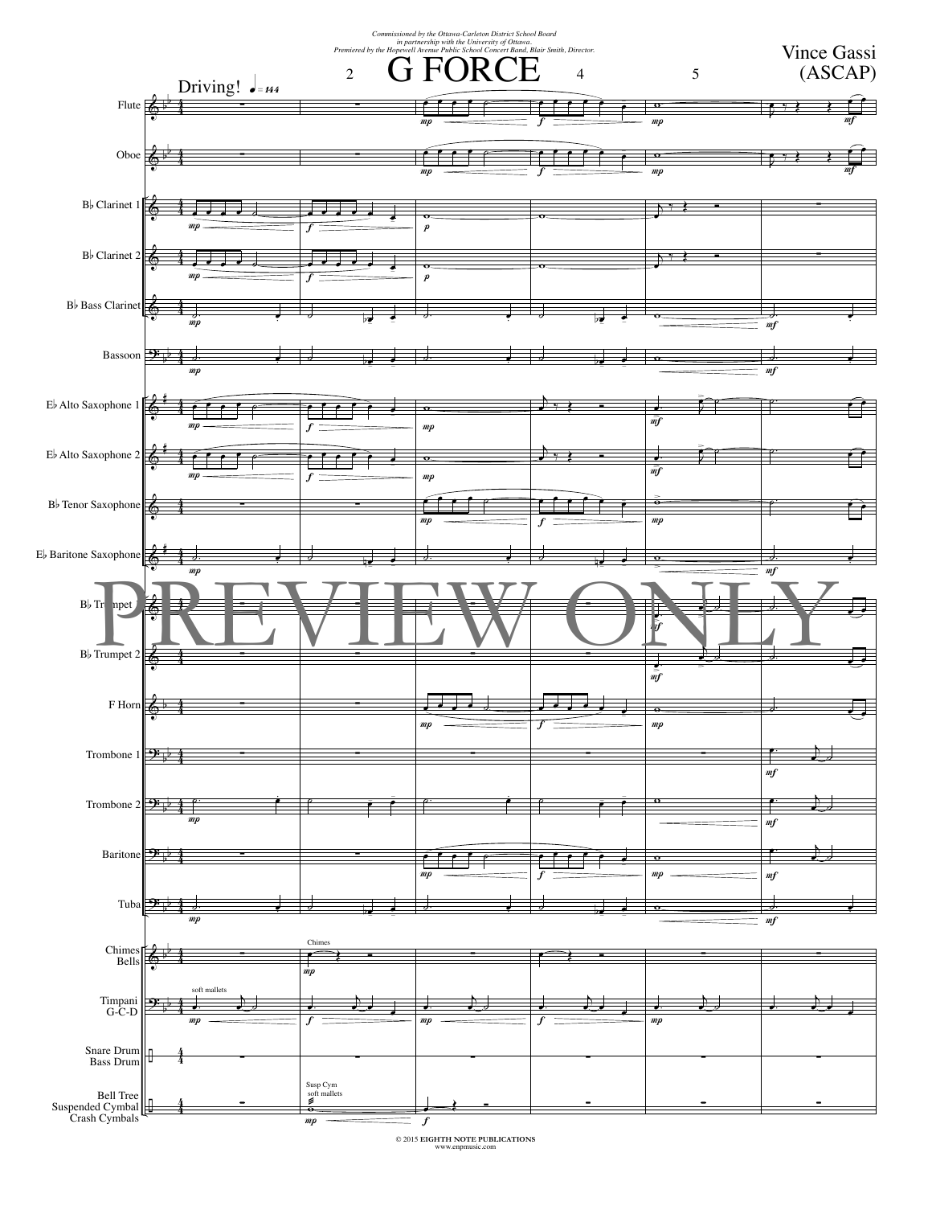*Commissioned by the Ottawa-Carleton District School Board in partnership with the University of Ottawa. Premiered by the Hopewell Avenue Public School Concert Band, Blair Smith, Director.*

# G FORCE

Vince Gassi (ASCAP)

Driving! ♩= 144

Flute

Oboe

B♭ Clarinet 1

B♭ Clarinet 2

B♭ Bass Clarinet

Bassoon

E♭ Alto Saxophone 1

E♭ Alto Saxophone 2

B♭ Tenor Saxophone

E♭ Baritone Saxophone

B♭ Trumpet 1

B♭ Trumpet 2

F Horn

Trombone 1

Trombone 2

Baritone

Tuba

Chimes Bells

Timpani G-C-D

Snare Drum Bass Drum

Bell Tree Suspended Cymbal Crash Cymbals

PREVIEW ONLY

© 2015 EIGHTH NOTE PUBLICATIONS
www.enpmusic.com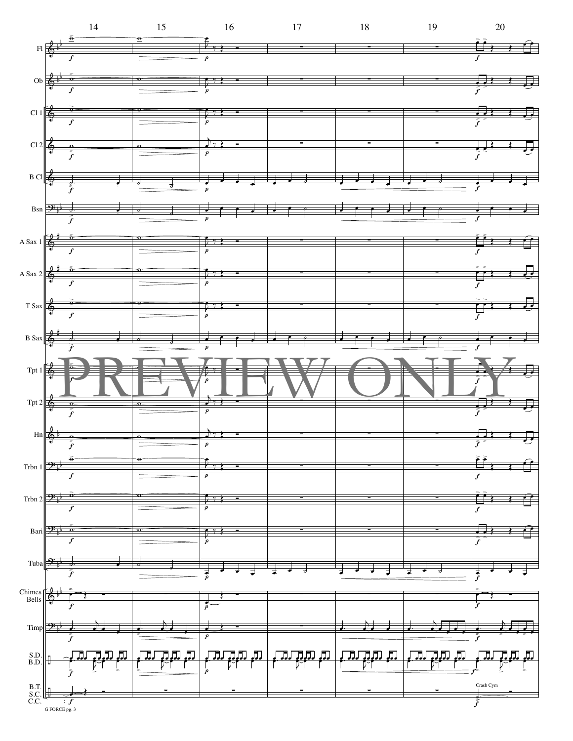14 15 16 17 18 19 20

Fl

Ob

Cl 1

Cl 2

B Cl

Bsn

A Sax 1

A Sax 2

T Sax

B Sax

Tpt 1

Tpt 2

Hn

Trbn 1

Trbn 2

Bari

Tuba

Chimes
Bells

Timp

S.D.
B.D.

B.T.
S.C.
C.C.

Crash Cym

PREVIEW ONLY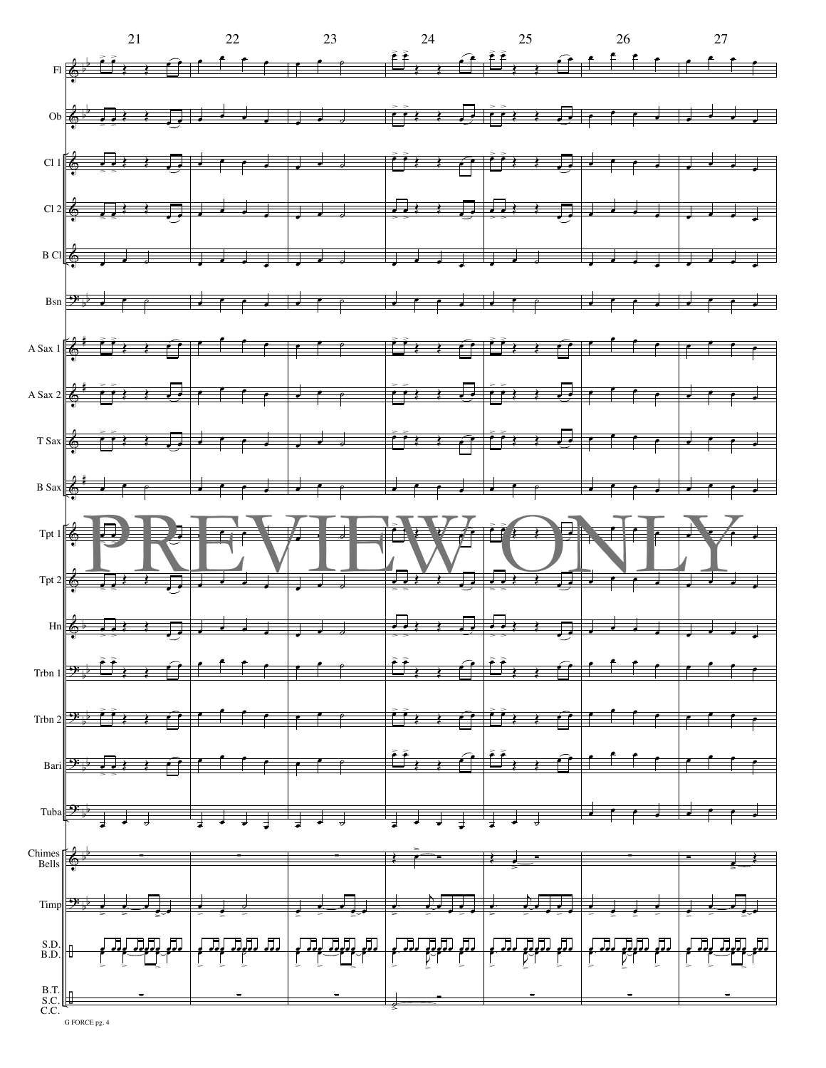21 22 23 24 25 26 27

Fl

Ob

Cl 1

Cl 2

B Cl

Bsn

A Sax 1

A Sax 2

T Sax

B Sax

Tpt 1

Tpt 2

Hn

Trbn 1

Trbn 2

Bari

Tuba

Chimes
Bells

Timp

S.D.
B.D.

B.T.
S.C.
C.C.

PREVIEW ONLY

G FORCE pg. 4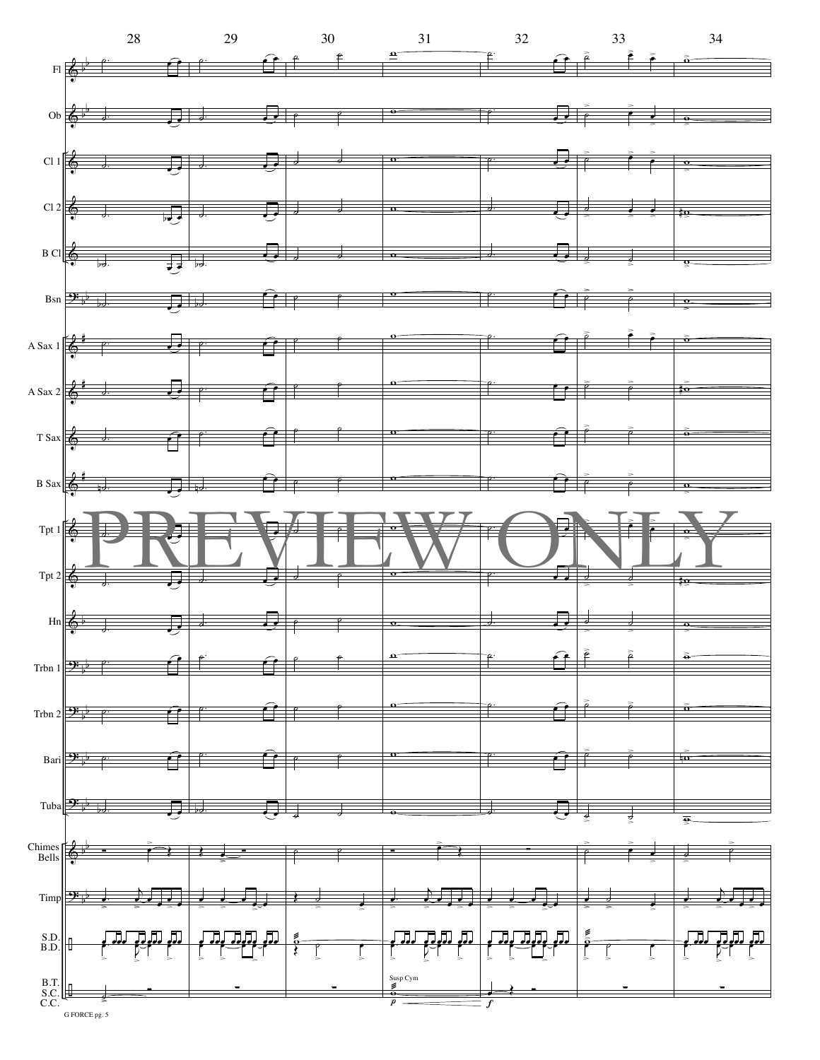28 29 30 31 32 33 34

Fl

Ob

Cl 1

Cl 2

B Cl

Bsn

A Sax 1

A Sax 2

T Sax

B Sax

Tpt 1

Tpt 2

Hn

Trbn 1

Trbn 2

Bari

Tuba

Chimes
Bells

Timp

S.D.
B.D.

B.T.
S.C.
C.C.

Susp Cym

*p* *f*

PREVIEW ONLY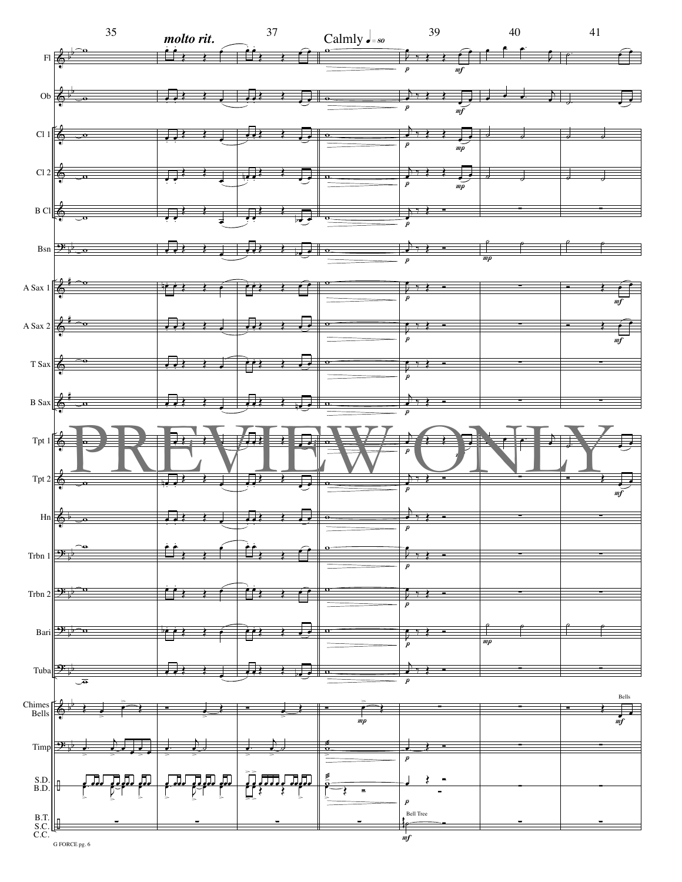35 *molto rit.* 37 Calmly ♩= 80 39 40 41

Fl

Ob

Cl 1

Cl 2

B Cl

Bsn

A Sax 1

A Sax 2

T Sax

B Sax

Tpt 1

Tpt 2

Hn

Trbn 1

Trbn 2

Bari

Tuba

Chimes Bells

Timp

S.D. B.D.

B.T. S.C. C.C.

PREVIEW ONLY

Bells

Bell Tree

*p* *mf* *mp*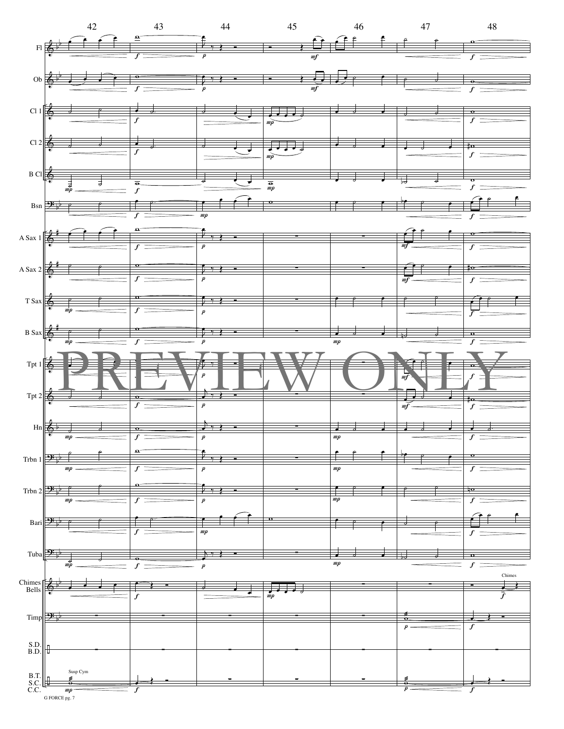PREVIEW ONLY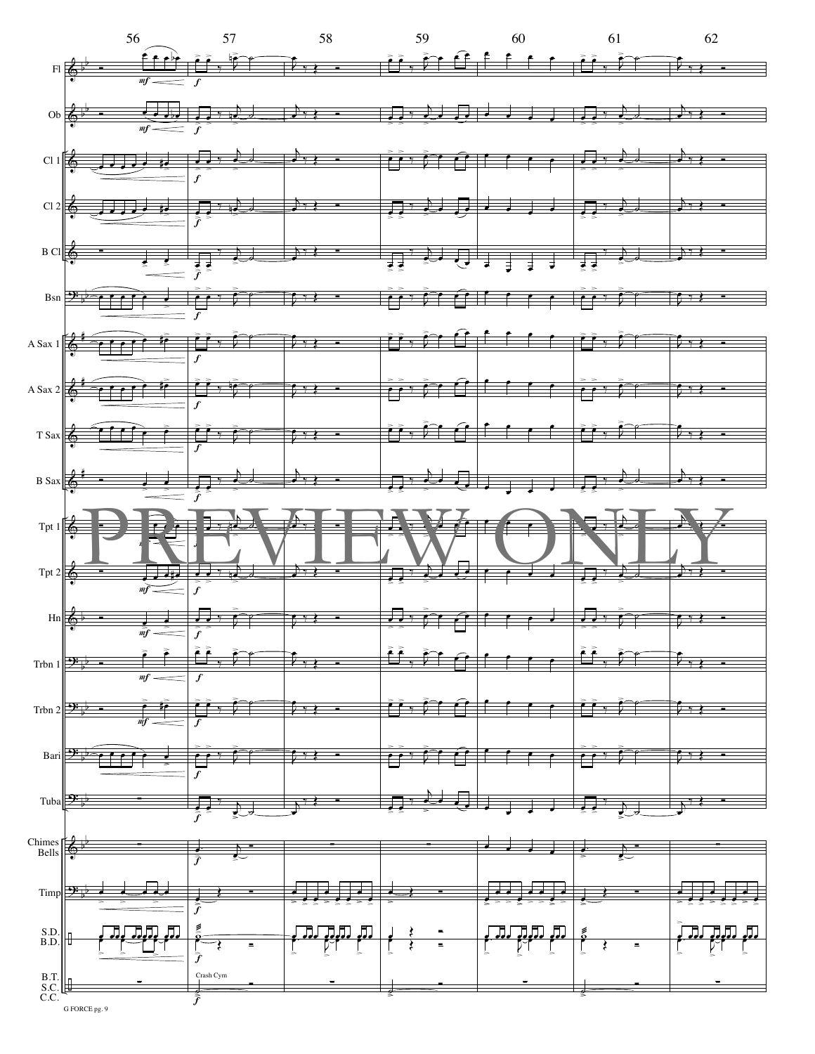PREVIEW ONLY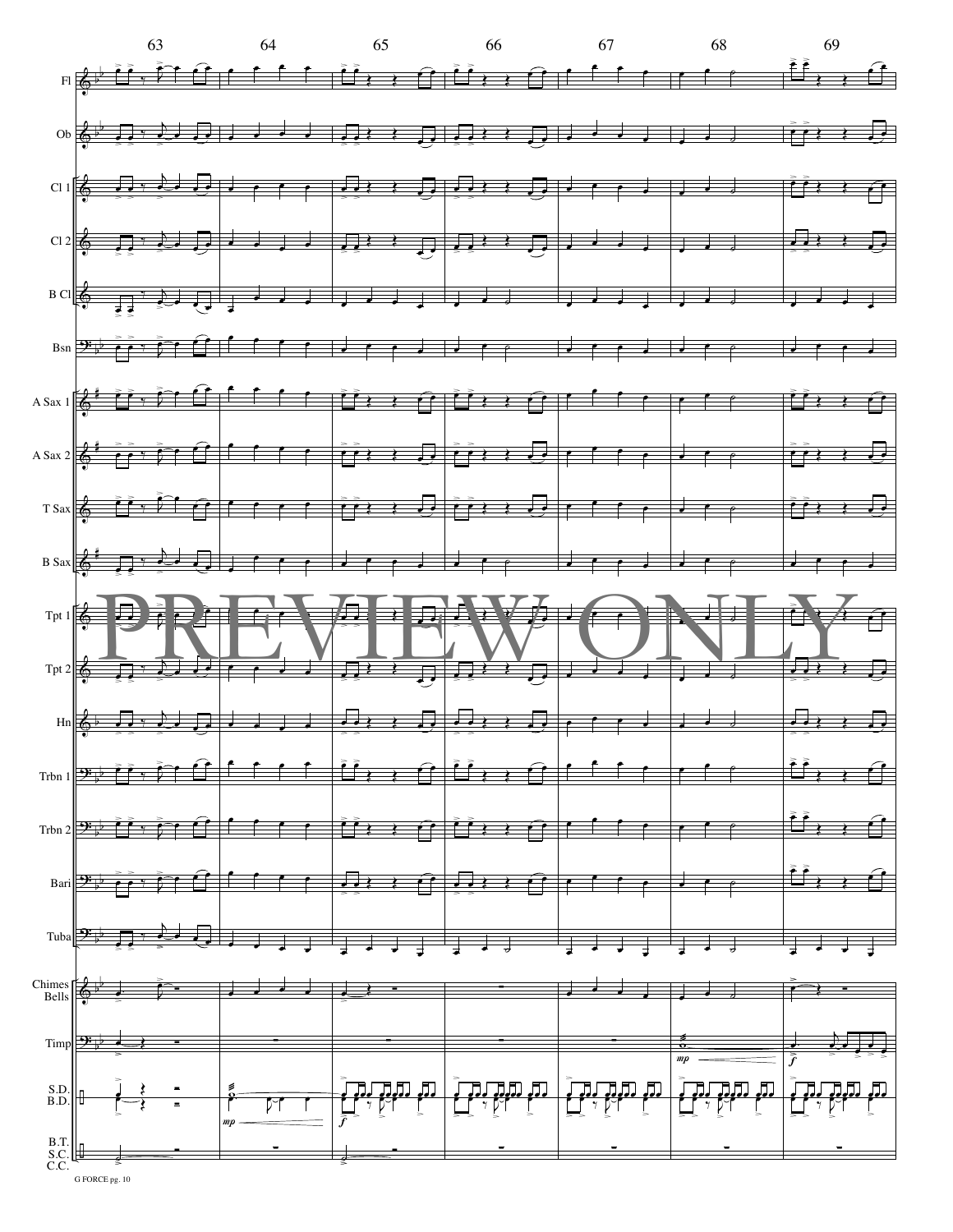63 64 65 66 67 68 69

Fl

Ob

Cl 1

Cl 2

B Cl

Bsn

A Sax 1

A Sax 2

T Sax

B Sax

Tpt 1

Tpt 2

Hn

Trbn 1

Trbn 2

Bari

Tuba

Chimes
Bells

Timp

S.D.
B.D.

B.T.
S.C.
C.C.

mp f mp f

PREVIEW ONLY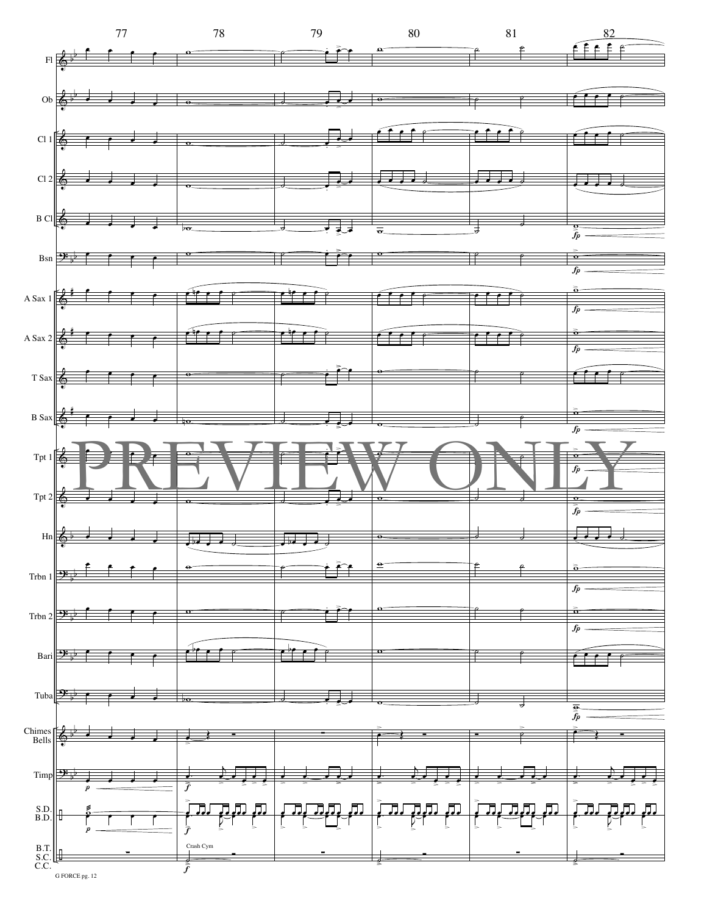77 78 79 80 81 82

Fl

Ob

Cl 1

Cl 2

B Cl

Bsn

A Sax 1

A Sax 2

T Sax

B Sax

PREVIEW ONLY

Tpt 1

Tpt 2

Hn

Trbn 1

Trbn 2

Bari

Tuba

Chimes Bells

Timp

S.D. B.D.

B.T. S.C. C.C.

Crash Cym

G FORCE pg. 12